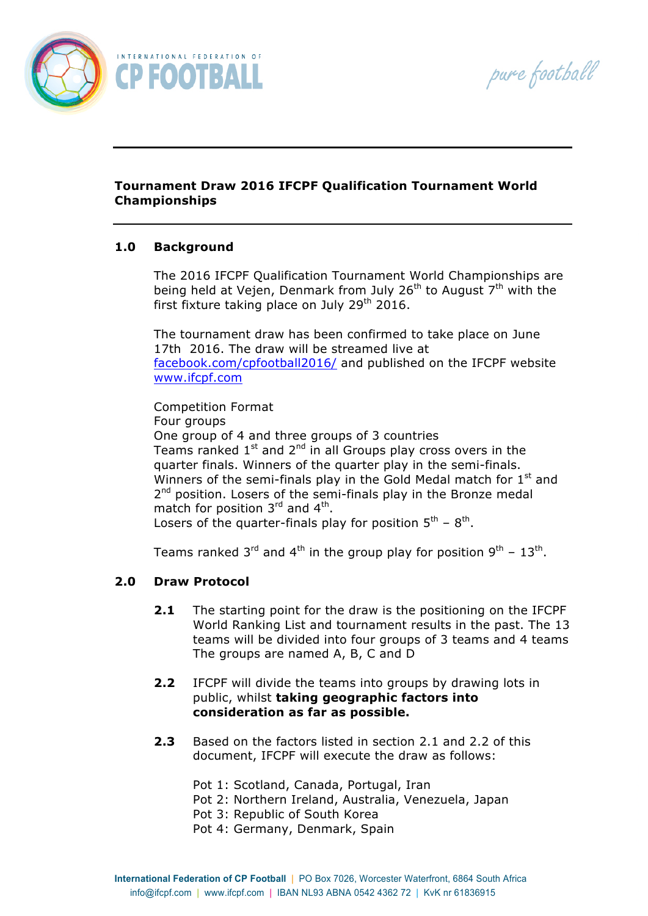## Tournament Draw 2016 IFCPF Qualification Tournament World Championships

### 1.0 Background

The 2016 IFCPF Qualification Tournament World Championships are being held at Vejen, Denmark from July 26th to August 7th with the first fixture taking place on July 29th 2016.

The tournament draw has been confirmed to take place on June 17th 2016. The draw will be streamed live at [facebook.com/cpfootball2016/](facebook.com/cpfootball2016/) and published on the IFCPF website [www.ifcpf.com](www.ifcpf.com)

Competition Format
Four groups
One group of 4 and three groups of 3 countries
Teams ranked 1st and 2nd in all Groups play cross overs in the quarter finals. Winners of the quarter play in the semi-finals. Winners of the semi-finals play in the Gold Medal match for 1st and 2nd position. Losers of the semi-finals play in the Bronze medal match for position 3rd and 4th.
Losers of the quarter-finals play for position 5th – 8th.

Teams ranked 3rd and 4th in the group play for position 9th – 13th.

### 2.0 Draw Protocol

**2.1** The starting point for the draw is the positioning on the IFCPF World Ranking List and tournament results in the past. The 13 teams will be divided into four groups of 3 teams and 4 teams The groups are named A, B, C and D

**2.2** IFCPF will divide the teams into groups by drawing lots in public, whilst **taking geographic factors into consideration as far as possible.**

**2.3** Based on the factors listed in section 2.1 and 2.2 of this document, IFCPF will execute the draw as follows:

Pot 1: Scotland, Canada, Portugal, Iran
Pot 2: Northern Ireland, Australia, Venezuela, Japan
Pot 3: Republic of South Korea
Pot 4: Germany, Denmark, Spain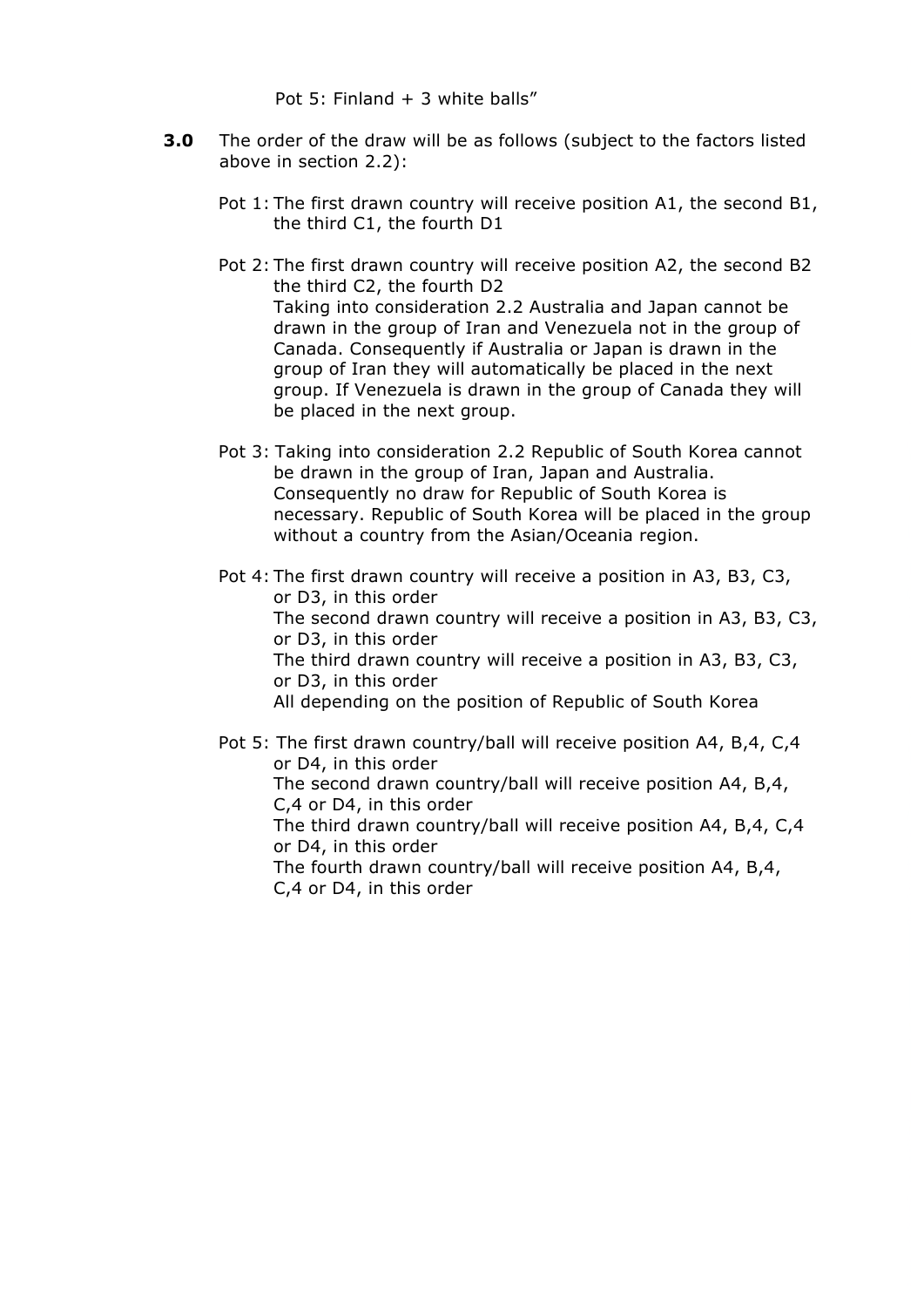Pot 5: Finland + 3 white balls”

**3.0** The order of the draw will be as follows (subject to the factors listed above in section 2.2):

Pot 1: The first drawn country will receive position A1, the second B1, the third C1, the fourth D1

Pot 2: The first drawn country will receive position A2, the second B2 the third C2, the fourth D2
Taking into consideration 2.2 Australia and Japan cannot be drawn in the group of Iran and Venezuela not in the group of Canada. Consequently if Australia or Japan is drawn in the group of Iran they will automatically be placed in the next group. If Venezuela is drawn in the group of Canada they will be placed in the next group.

Pot 3: Taking into consideration 2.2 Republic of South Korea cannot be drawn in the group of Iran, Japan and Australia. Consequently no draw for Republic of South Korea is necessary. Republic of South Korea will be placed in the group without a country from the Asian/Oceania region.

Pot 4: The first drawn country will receive a position in A3, B3, C3, or D3, in this order
The second drawn country will receive a position in A3, B3, C3, or D3, in this order
The third drawn country will receive a position in A3, B3, C3, or D3, in this order
All depending on the position of Republic of South Korea

Pot 5: The first drawn country/ball will receive position A4, B,4, C,4 or D4, in this order
The second drawn country/ball will receive position A4, B,4, C,4 or D4, in this order
The third drawn country/ball will receive position A4, B,4, C,4 or D4, in this order
The fourth drawn country/ball will receive position A4, B,4, C,4 or D4, in this order